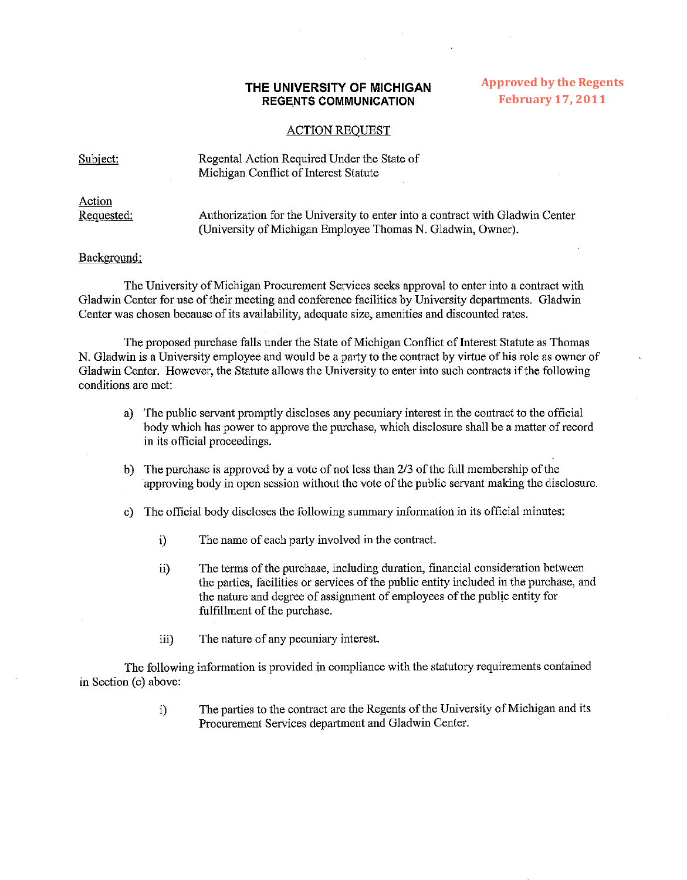# THE UNIVERSITY OF MICHIGAN
## REGENTS COMMUNICATION

**Approved by the Regents February 17, 2011**

ACTION REQUEST

Subject: Regental Action Required Under the State of Michigan Conflict of Interest Statute

Action Requested: Authorization for the University to enter into a contract with Gladwin Center (University of Michigan Employee Thomas N. Gladwin, Owner).

Background:

The University of Michigan Procurement Services seeks approval to enter into a contract with Gladwin Center for use of their meeting and conference facilities by University departments. Gladwin Center was chosen because of its availability, adequate size, amenities and discounted rates.

The proposed purchase falls under the State of Michigan Conflict of Interest Statute as Thomas N. Gladwin is a University employee and would be a party to the contract by virtue of his role as owner of Gladwin Center. However, the Statute allows the University to enter into such contracts if the following conditions are met:

a) The public servant promptly discloses any pecuniary interest in the contract to the official body which has power to approve the purchase, which disclosure shall be a matter of record in its official proceedings.

b) The purchase is approved by a vote of not less than 2/3 of the full membership of the approving body in open session without the vote of the public servant making the disclosure.

c) The official body discloses the following summary information in its official minutes:

   i) The name of each party involved in the contract.

   ii) The terms of the purchase, including duration, financial consideration between the parties, facilities or services of the public entity included in the purchase, and the nature and degree of assignment of employees of the public entity for fulfillment of the purchase.

   iii) The nature of any pecuniary interest.

The following information is provided in compliance with the statutory requirements contained in Section (c) above:

   i) The parties to the contract are the Regents of the University of Michigan and its Procurement Services department and Gladwin Center.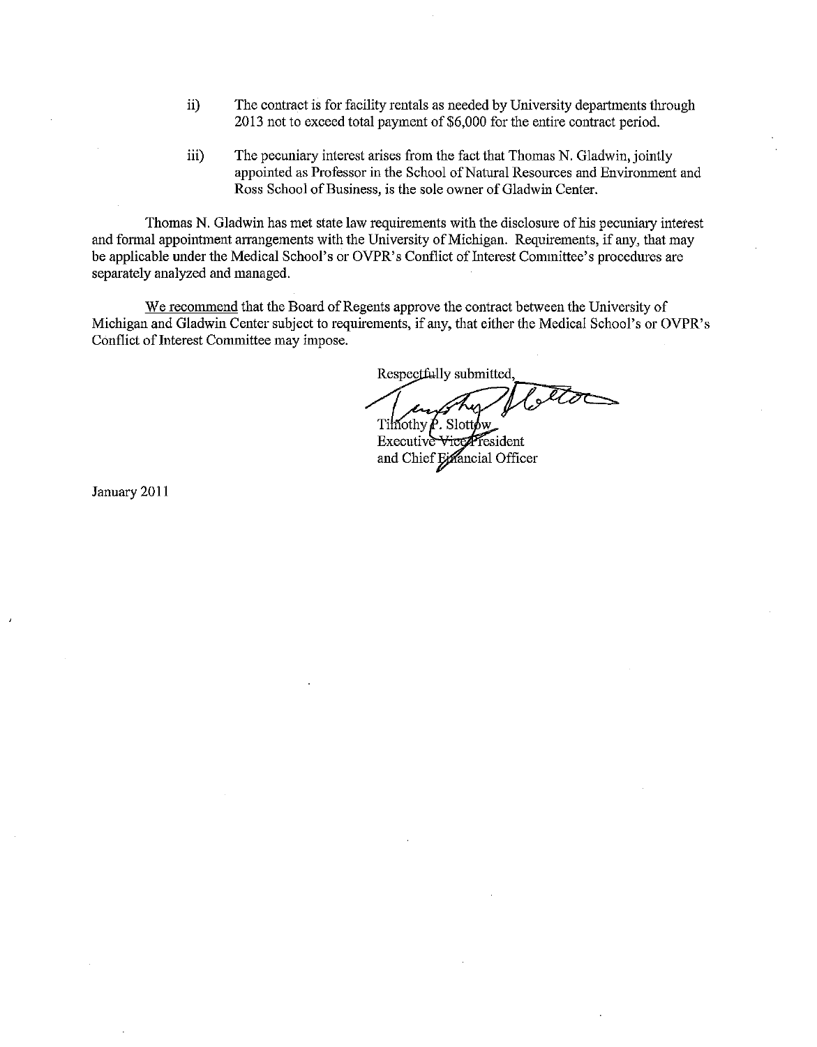ii) The contract is for facility rentals as needed by University departments through 2013 not to exceed total payment of $6,000 for the entire contract period.

iii) The pecuniary interest arises from the fact that Thomas N. Gladwin, jointly appointed as Professor in the School of Natural Resources and Environment and Ross School of Business, is the sole owner of Gladwin Center.

Thomas N. Gladwin has met state law requirements with the disclosure of his pecuniary interest and formal appointment arrangements with the University of Michigan. Requirements, if any, that may be applicable under the Medical School's or OVPR's Conflict of Interest Committee's procedures are separately analyzed and managed.

We recommend that the Board of Regents approve the contract between the University of Michigan and Gladwin Center subject to requirements, if any, that either the Medical School's or OVPR's Conflict of Interest Committee may impose.

Respectfully submitted,

Timothy P. Slottow
Executive Vice President
and Chief Financial Officer

January 2011